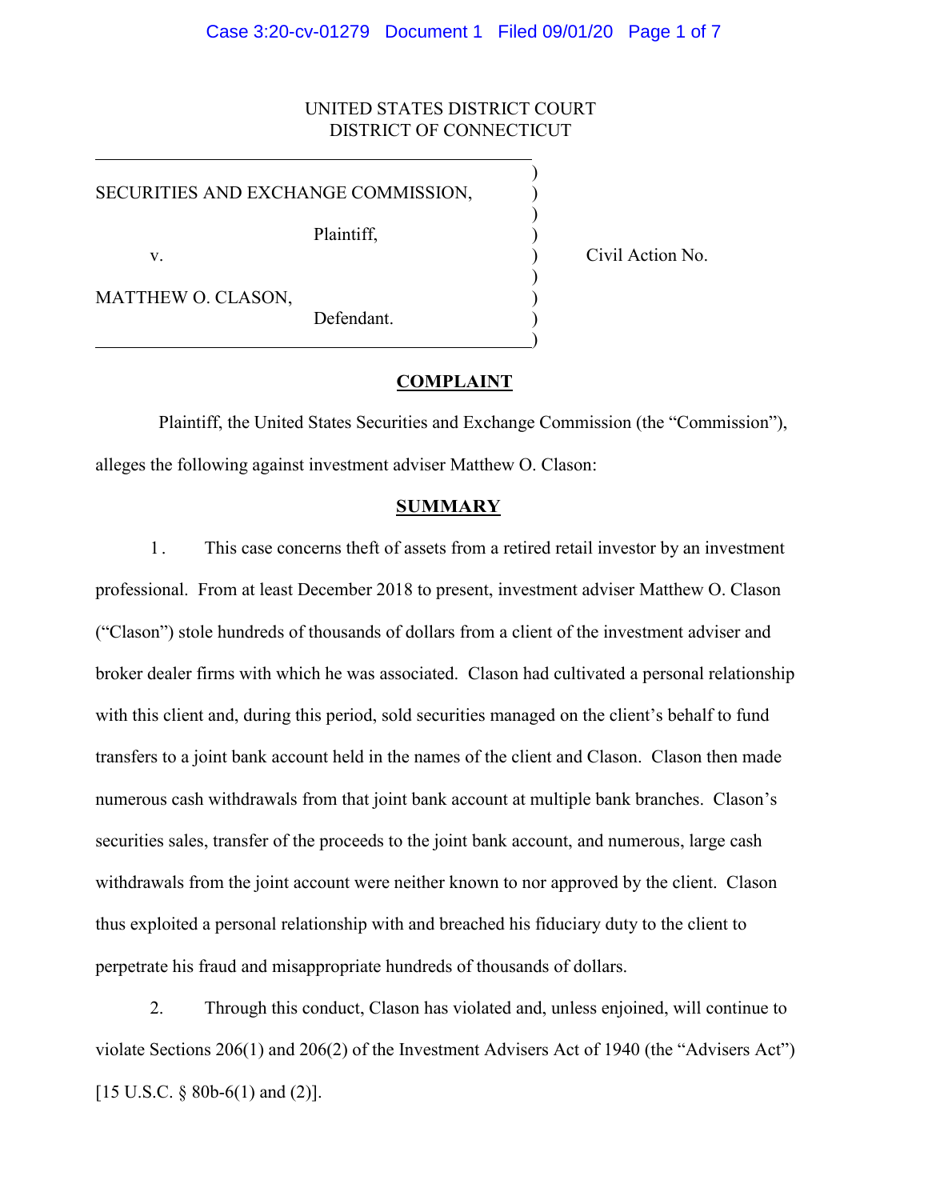UNITED STATES DISTRICT COURT
DISTRICT OF CONNECTICUT

| | |
|---|---|
| SECURITIES AND EXCHANGE COMMISSION,<br><br>Plaintiff,<br><br>v.<br><br>MATTHEW O. CLASON,<br><br>Defendant. | Civil Action No. |

## COMPLAINT

Plaintiff, the United States Securities and Exchange Commission (the "Commission"), alleges the following against investment adviser Matthew O. Clason:

## SUMMARY

1. This case concerns theft of assets from a retired retail investor by an investment professional. From at least December 2018 to present, investment adviser Matthew O. Clason ("Clason") stole hundreds of thousands of dollars from a client of the investment adviser and broker dealer firms with which he was associated. Clason had cultivated a personal relationship with this client and, during this period, sold securities managed on the client's behalf to fund transfers to a joint bank account held in the names of the client and Clason. Clason then made numerous cash withdrawals from that joint bank account at multiple bank branches. Clason's securities sales, transfer of the proceeds to the joint bank account, and numerous, large cash withdrawals from the joint account were neither known to nor approved by the client. Clason thus exploited a personal relationship with and breached his fiduciary duty to the client to perpetrate his fraud and misappropriate hundreds of thousands of dollars.

2. Through this conduct, Clason has violated and, unless enjoined, will continue to violate Sections 206(1) and 206(2) of the Investment Advisers Act of 1940 (the "Advisers Act") [15 U.S.C. § 80b-6(1) and (2)].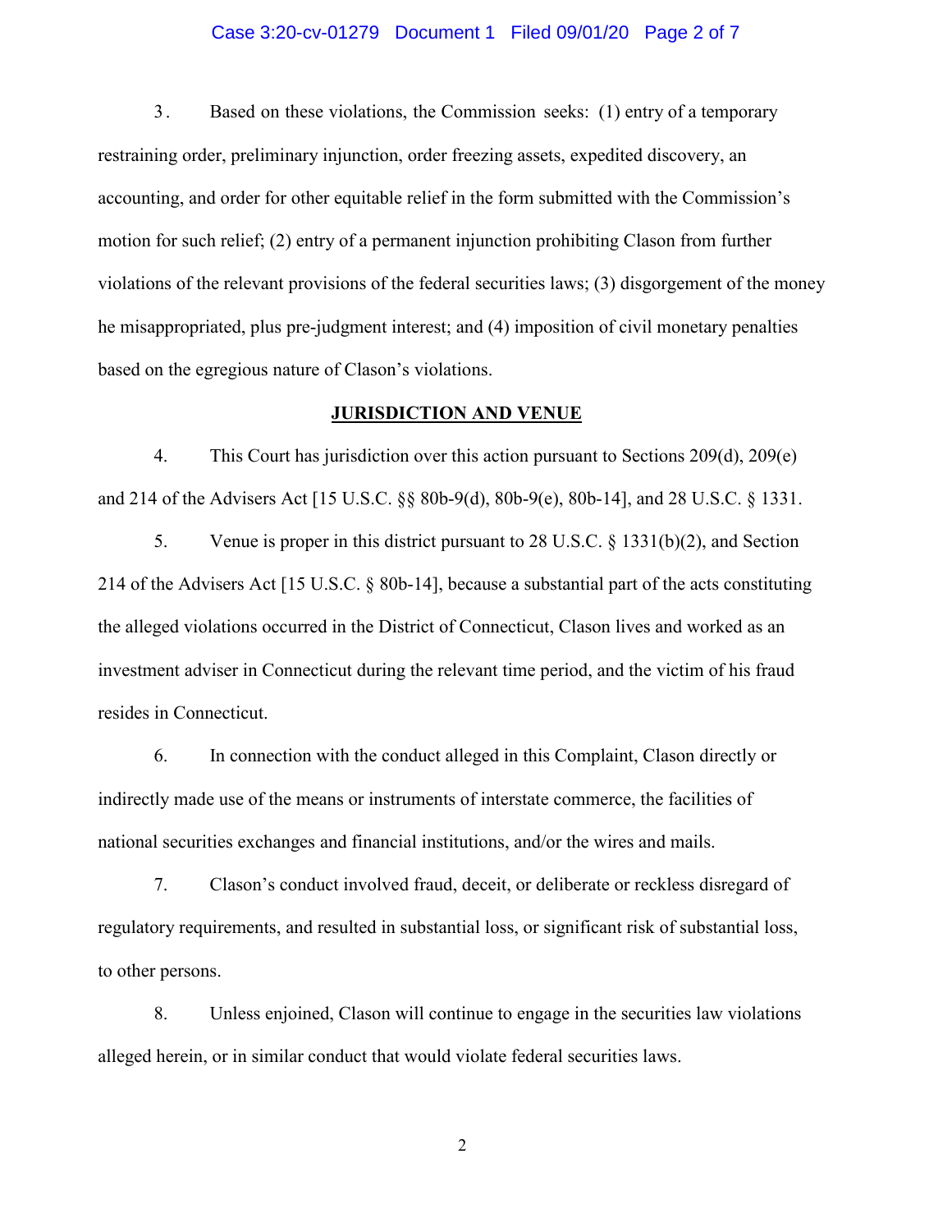3. Based on these violations, the Commission seeks: (1) entry of a temporary restraining order, preliminary injunction, order freezing assets, expedited discovery, an accounting, and order for other equitable relief in the form submitted with the Commission's motion for such relief; (2) entry of a permanent injunction prohibiting Clason from further violations of the relevant provisions of the federal securities laws; (3) disgorgement of the money he misappropriated, plus pre-judgment interest; and (4) imposition of civil monetary penalties based on the egregious nature of Clason's violations.

## JURISDICTION AND VENUE

4. This Court has jurisdiction over this action pursuant to Sections 209(d), 209(e) and 214 of the Advisers Act [15 U.S.C. §§ 80b-9(d), 80b-9(e), 80b-14], and 28 U.S.C. § 1331.

5. Venue is proper in this district pursuant to 28 U.S.C. § 1331(b)(2), and Section 214 of the Advisers Act [15 U.S.C. § 80b-14], because a substantial part of the acts constituting the alleged violations occurred in the District of Connecticut, Clason lives and worked as an investment adviser in Connecticut during the relevant time period, and the victim of his fraud resides in Connecticut.

6. In connection with the conduct alleged in this Complaint, Clason directly or indirectly made use of the means or instruments of interstate commerce, the facilities of national securities exchanges and financial institutions, and/or the wires and mails.

7. Clason's conduct involved fraud, deceit, or deliberate or reckless disregard of regulatory requirements, and resulted in substantial loss, or significant risk of substantial loss, to other persons.

8. Unless enjoined, Clason will continue to engage in the securities law violations alleged herein, or in similar conduct that would violate federal securities laws.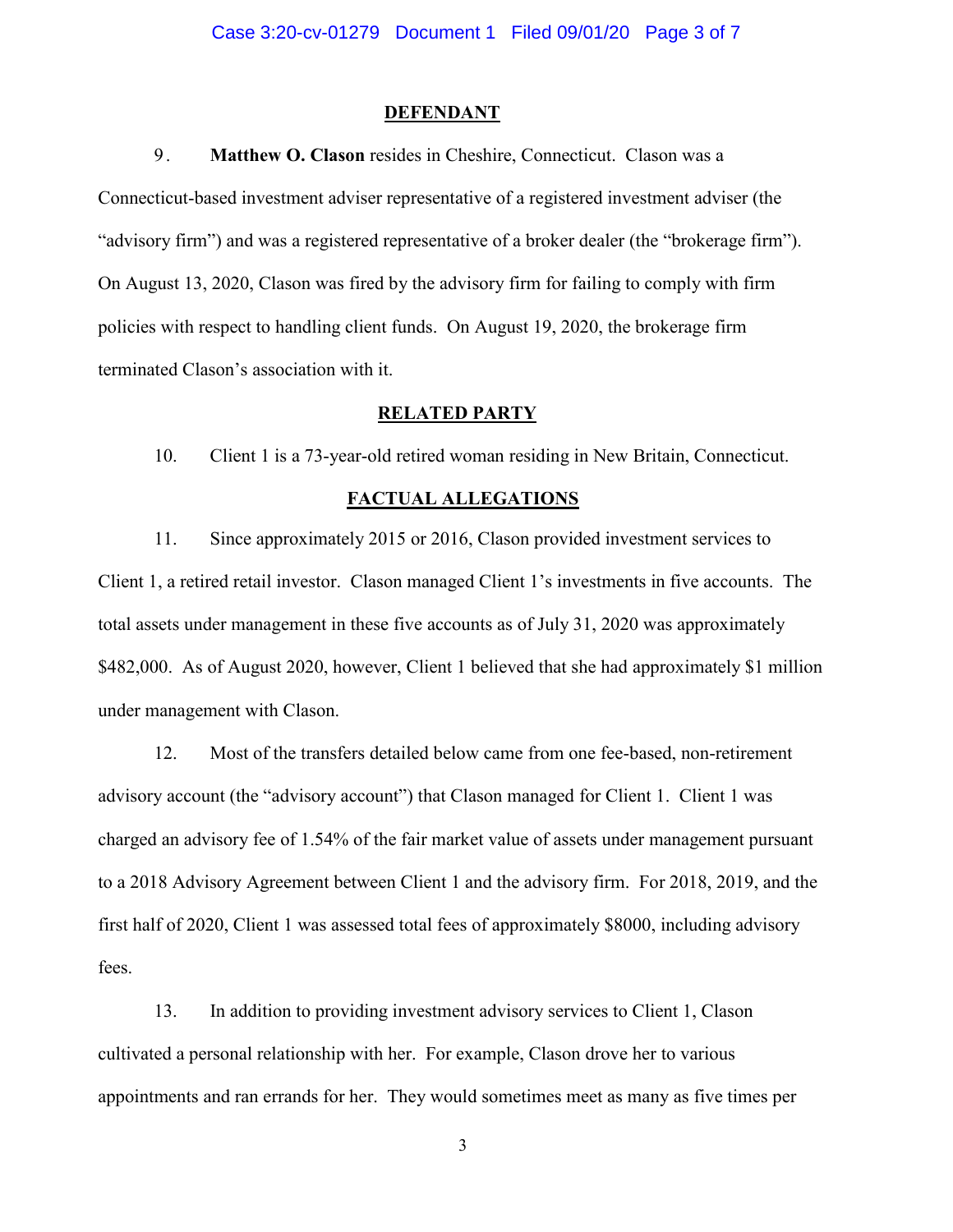## DEFENDANT

9. **Matthew O. Clason** resides in Cheshire, Connecticut. Clason was a Connecticut-based investment adviser representative of a registered investment adviser (the "advisory firm") and was a registered representative of a broker dealer (the "brokerage firm"). On August 13, 2020, Clason was fired by the advisory firm for failing to comply with firm policies with respect to handling client funds. On August 19, 2020, the brokerage firm terminated Clason's association with it.

## RELATED PARTY

10. Client 1 is a 73-year-old retired woman residing in New Britain, Connecticut.

## FACTUAL ALLEGATIONS

11. Since approximately 2015 or 2016, Clason provided investment services to Client 1, a retired retail investor. Clason managed Client 1's investments in five accounts. The total assets under management in these five accounts as of July 31, 2020 was approximately $482,000. As of August 2020, however, Client 1 believed that she had approximately $1 million under management with Clason.

12. Most of the transfers detailed below came from one fee-based, non-retirement advisory account (the "advisory account") that Clason managed for Client 1. Client 1 was charged an advisory fee of 1.54% of the fair market value of assets under management pursuant to a 2018 Advisory Agreement between Client 1 and the advisory firm. For 2018, 2019, and the first half of 2020, Client 1 was assessed total fees of approximately $8000, including advisory fees.

13. In addition to providing investment advisory services to Client 1, Clason cultivated a personal relationship with her. For example, Clason drove her to various appointments and ran errands for her. They would sometimes meet as many as five times per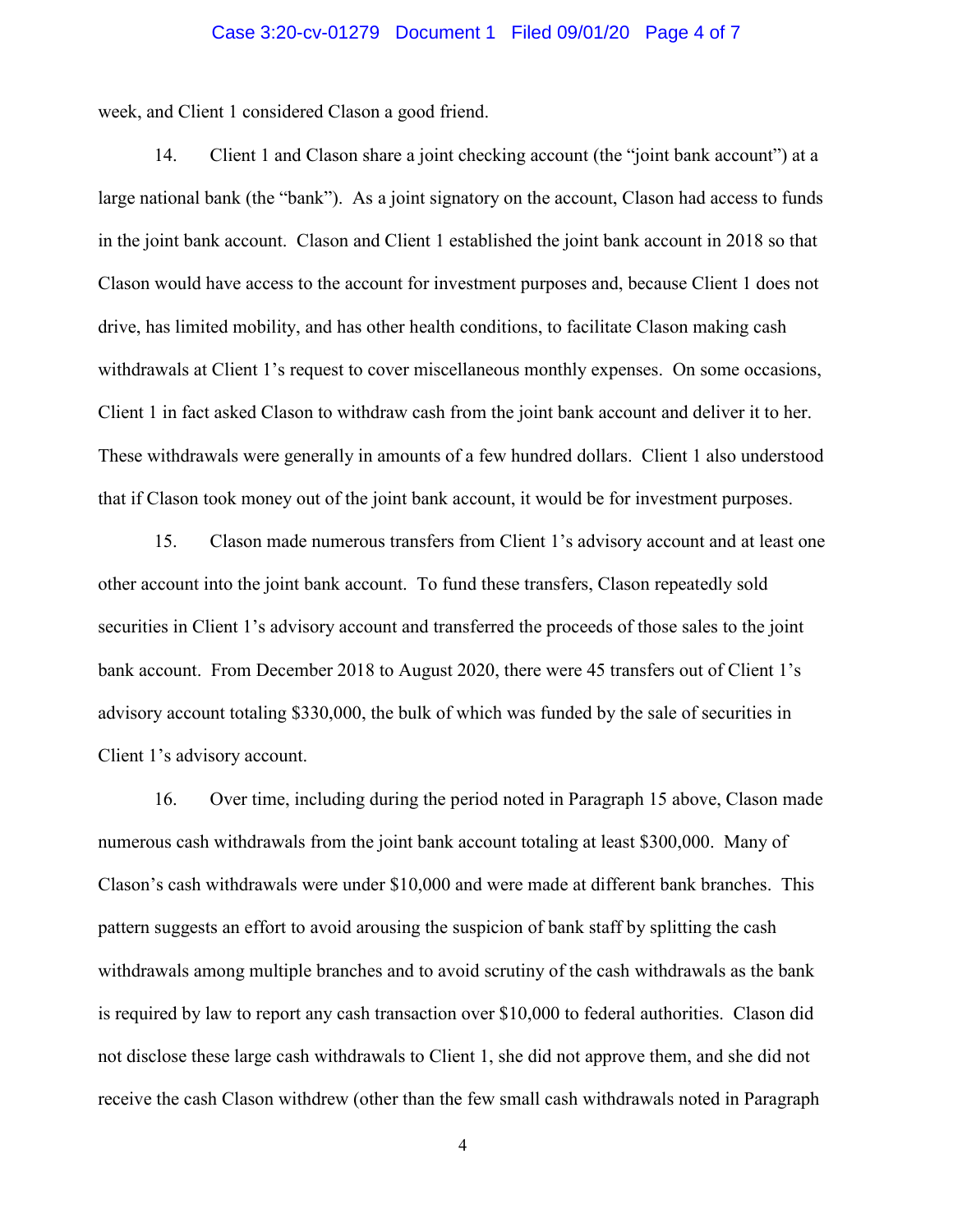week, and Client 1 considered Clason a good friend.

14. Client 1 and Clason share a joint checking account (the "joint bank account") at a large national bank (the "bank"). As a joint signatory on the account, Clason had access to funds in the joint bank account. Clason and Client 1 established the joint bank account in 2018 so that Clason would have access to the account for investment purposes and, because Client 1 does not drive, has limited mobility, and has other health conditions, to facilitate Clason making cash withdrawals at Client 1's request to cover miscellaneous monthly expenses. On some occasions, Client 1 in fact asked Clason to withdraw cash from the joint bank account and deliver it to her. These withdrawals were generally in amounts of a few hundred dollars. Client 1 also understood that if Clason took money out of the joint bank account, it would be for investment purposes.

15. Clason made numerous transfers from Client 1's advisory account and at least one other account into the joint bank account. To fund these transfers, Clason repeatedly sold securities in Client 1's advisory account and transferred the proceeds of those sales to the joint bank account. From December 2018 to August 2020, there were 45 transfers out of Client 1's advisory account totaling $330,000, the bulk of which was funded by the sale of securities in Client 1's advisory account.

16. Over time, including during the period noted in Paragraph 15 above, Clason made numerous cash withdrawals from the joint bank account totaling at least $300,000. Many of Clason's cash withdrawals were under $10,000 and were made at different bank branches. This pattern suggests an effort to avoid arousing the suspicion of bank staff by splitting the cash withdrawals among multiple branches and to avoid scrutiny of the cash withdrawals as the bank is required by law to report any cash transaction over $10,000 to federal authorities. Clason did not disclose these large cash withdrawals to Client 1, she did not approve them, and she did not receive the cash Clason withdrew (other than the few small cash withdrawals noted in Paragraph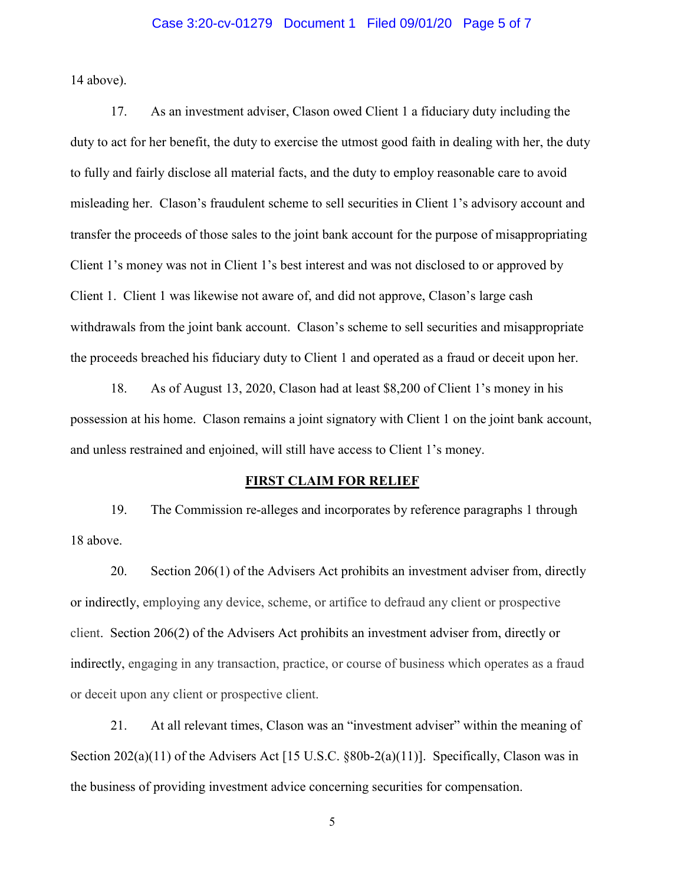14 above).

17. As an investment adviser, Clason owed Client 1 a fiduciary duty including the duty to act for her benefit, the duty to exercise the utmost good faith in dealing with her, the duty to fully and fairly disclose all material facts, and the duty to employ reasonable care to avoid misleading her. Clason's fraudulent scheme to sell securities in Client 1's advisory account and transfer the proceeds of those sales to the joint bank account for the purpose of misappropriating Client 1's money was not in Client 1's best interest and was not disclosed to or approved by Client 1. Client 1 was likewise not aware of, and did not approve, Clason's large cash withdrawals from the joint bank account. Clason's scheme to sell securities and misappropriate the proceeds breached his fiduciary duty to Client 1 and operated as a fraud or deceit upon her.

18. As of August 13, 2020, Clason had at least $8,200 of Client 1's money in his possession at his home. Clason remains a joint signatory with Client 1 on the joint bank account, and unless restrained and enjoined, will still have access to Client 1's money.

## FIRST CLAIM FOR RELIEF

19. The Commission re-alleges and incorporates by reference paragraphs 1 through 18 above.

20. Section 206(1) of the Advisers Act prohibits an investment adviser from, directly or indirectly, employing any device, scheme, or artifice to defraud any client or prospective client. Section 206(2) of the Advisers Act prohibits an investment adviser from, directly or indirectly, engaging in any transaction, practice, or course of business which operates as a fraud or deceit upon any client or prospective client.

21. At all relevant times, Clason was an "investment adviser" within the meaning of Section 202(a)(11) of the Advisers Act [15 U.S.C. §80b-2(a)(11)]. Specifically, Clason was in the business of providing investment advice concerning securities for compensation.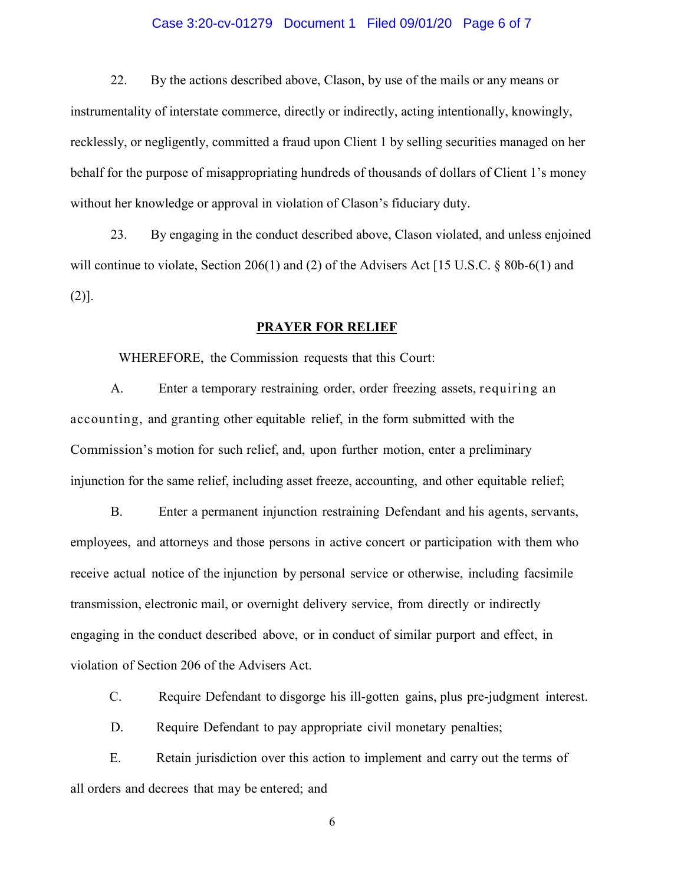22. By the actions described above, Clason, by use of the mails or any means or instrumentality of interstate commerce, directly or indirectly, acting intentionally, knowingly, recklessly, or negligently, committed a fraud upon Client 1 by selling securities managed on her behalf for the purpose of misappropriating hundreds of thousands of dollars of Client 1's money without her knowledge or approval in violation of Clason's fiduciary duty.

23. By engaging in the conduct described above, Clason violated, and unless enjoined will continue to violate, Section 206(1) and (2) of the Advisers Act [15 U.S.C. § 80b-6(1) and (2)].

## PRAYER FOR RELIEF

WHEREFORE, the Commission requests that this Court:

A. Enter a temporary restraining order, order freezing assets, requiring an accounting, and granting other equitable relief, in the form submitted with the Commission's motion for such relief, and, upon further motion, enter a preliminary injunction for the same relief, including asset freeze, accounting, and other equitable relief;

B. Enter a permanent injunction restraining Defendant and his agents, servants, employees, and attorneys and those persons in active concert or participation with them who receive actual notice of the injunction by personal service or otherwise, including facsimile transmission, electronic mail, or overnight delivery service, from directly or indirectly engaging in the conduct described above, or in conduct of similar purport and effect, in violation of Section 206 of the Advisers Act.

C. Require Defendant to disgorge his ill-gotten gains, plus pre-judgment interest.

D. Require Defendant to pay appropriate civil monetary penalties;

E. Retain jurisdiction over this action to implement and carry out the terms of all orders and decrees that may be entered; and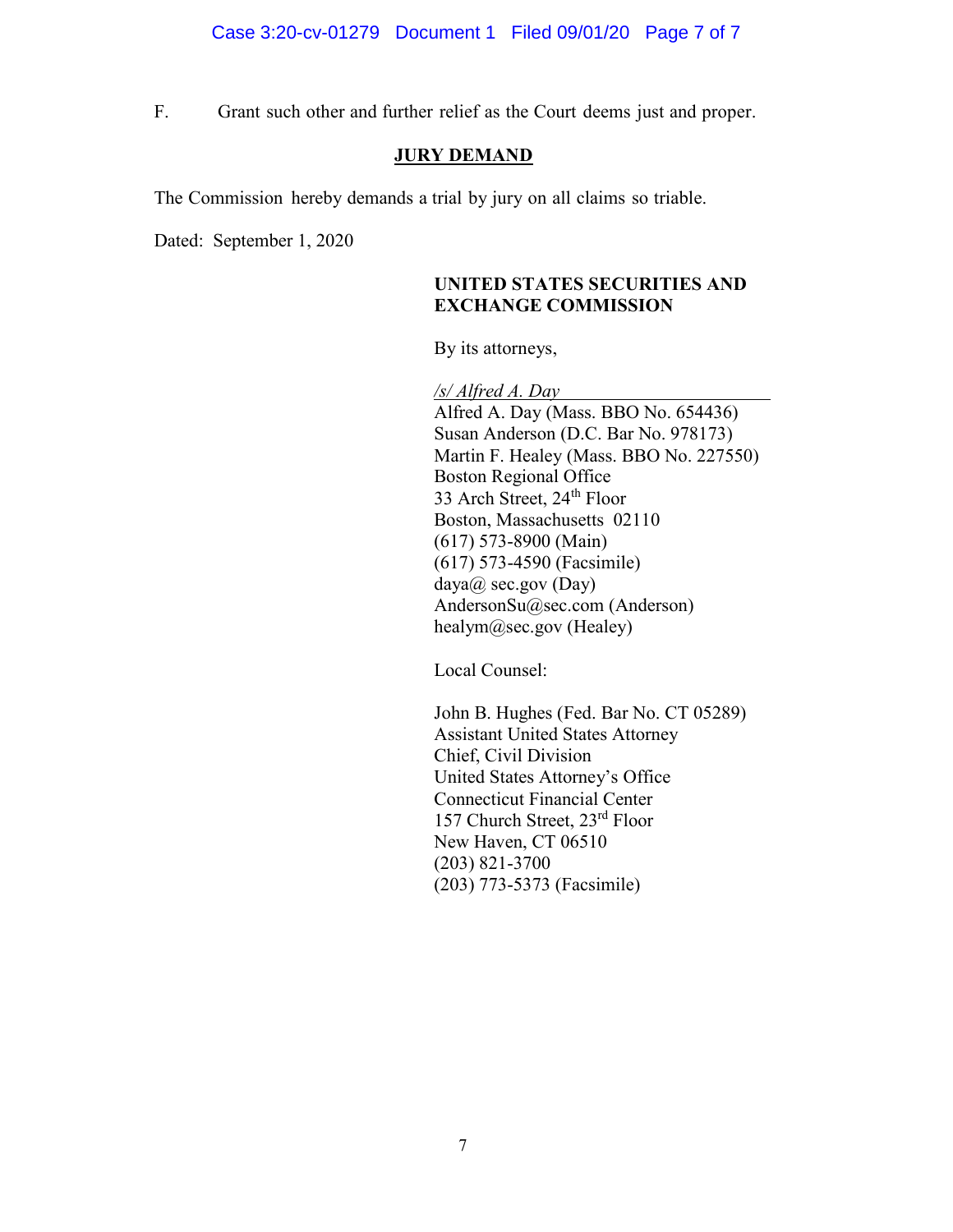F. Grant such other and further relief as the Court deems just and proper.

**JURY DEMAND**

The Commission hereby demands a trial by jury on all claims so triable.

Dated: September 1, 2020

**UNITED STATES SECURITIES AND EXCHANGE COMMISSION**

By its attorneys,

*/s/ Alfred A. Day*
Alfred A. Day (Mass. BBO No. 654436)
Susan Anderson (D.C. Bar No. 978173)
Martin F. Healey (Mass. BBO No. 227550)
Boston Regional Office
33 Arch Street, 24th Floor
Boston, Massachusetts 02110
(617) 573-8900 (Main)
(617) 573-4590 (Facsimile)
daya@ sec.gov (Day)
AndersonSu@sec.com (Anderson)
healym@sec.gov (Healey)

Local Counsel:

John B. Hughes (Fed. Bar No. CT 05289)
Assistant United States Attorney
Chief, Civil Division
United States Attorney's Office
Connecticut Financial Center
157 Church Street, 23rd Floor
New Haven, CT 06510
(203) 821-3700
(203) 773-5373 (Facsimile)